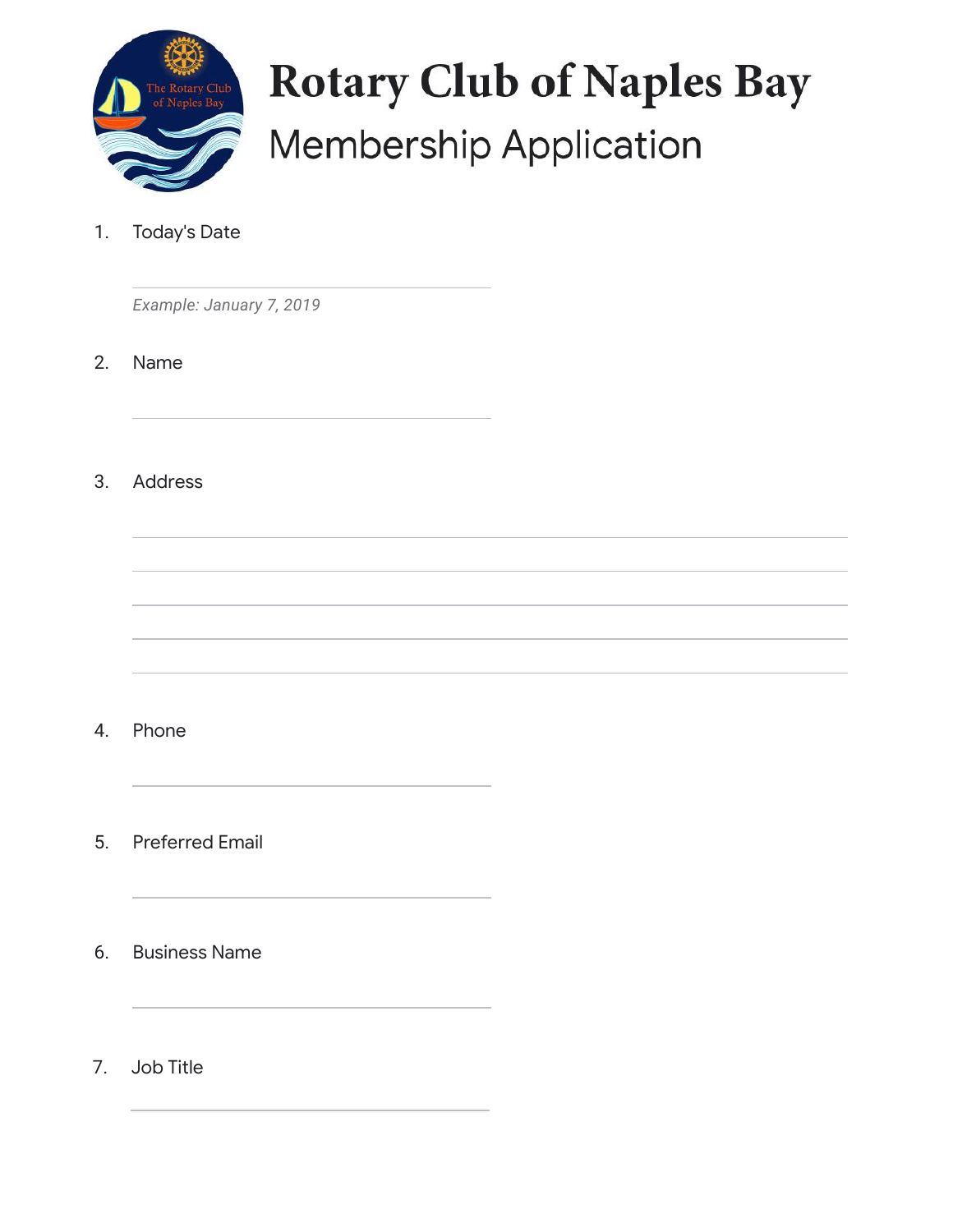# Rotary Club of Naples Bay

## Membership Application

1. Today's Date

   *Example: January 7, 2019*

2. Name

3. Address

4. Phone

5. Preferred Email

6. Business Name

7. Job Title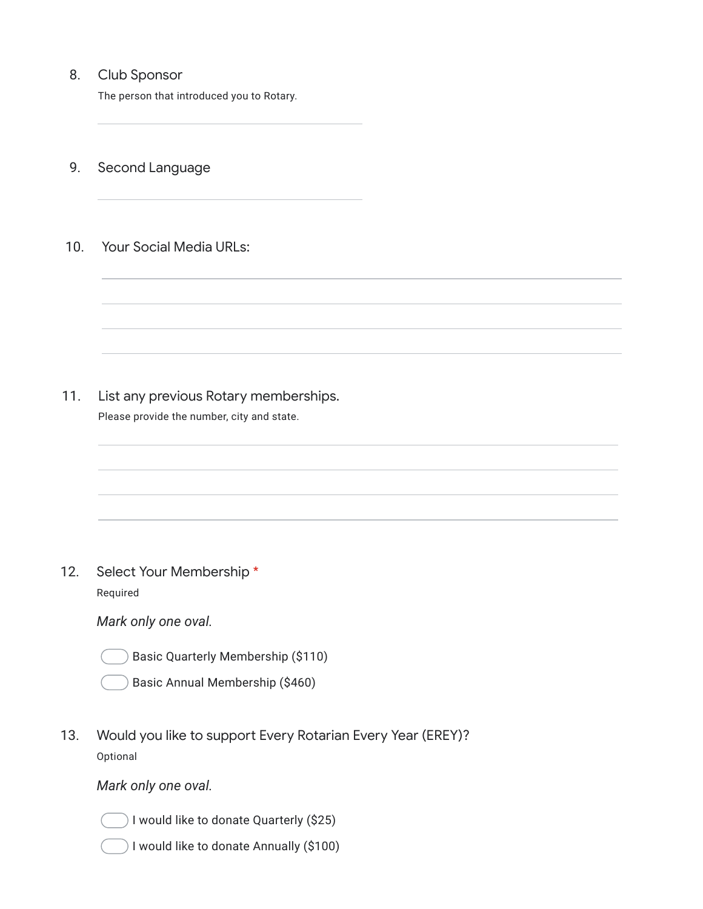8. Club Sponsor

The person that introduced you to Rotary.

9. Second Language

10. Your Social Media URLs:

11. List any previous Rotary memberships.

Please provide the number, city and state.

12. Select Your Membership *

Required

*Mark only one oval.*

- Basic Quarterly Membership ($110)
- Basic Annual Membership ($460)

13. Would you like to support Every Rotarian Every Year (EREY)?

Optional

*Mark only one oval.*

- I would like to donate Quarterly ($25)
- I would like to donate Annually ($100)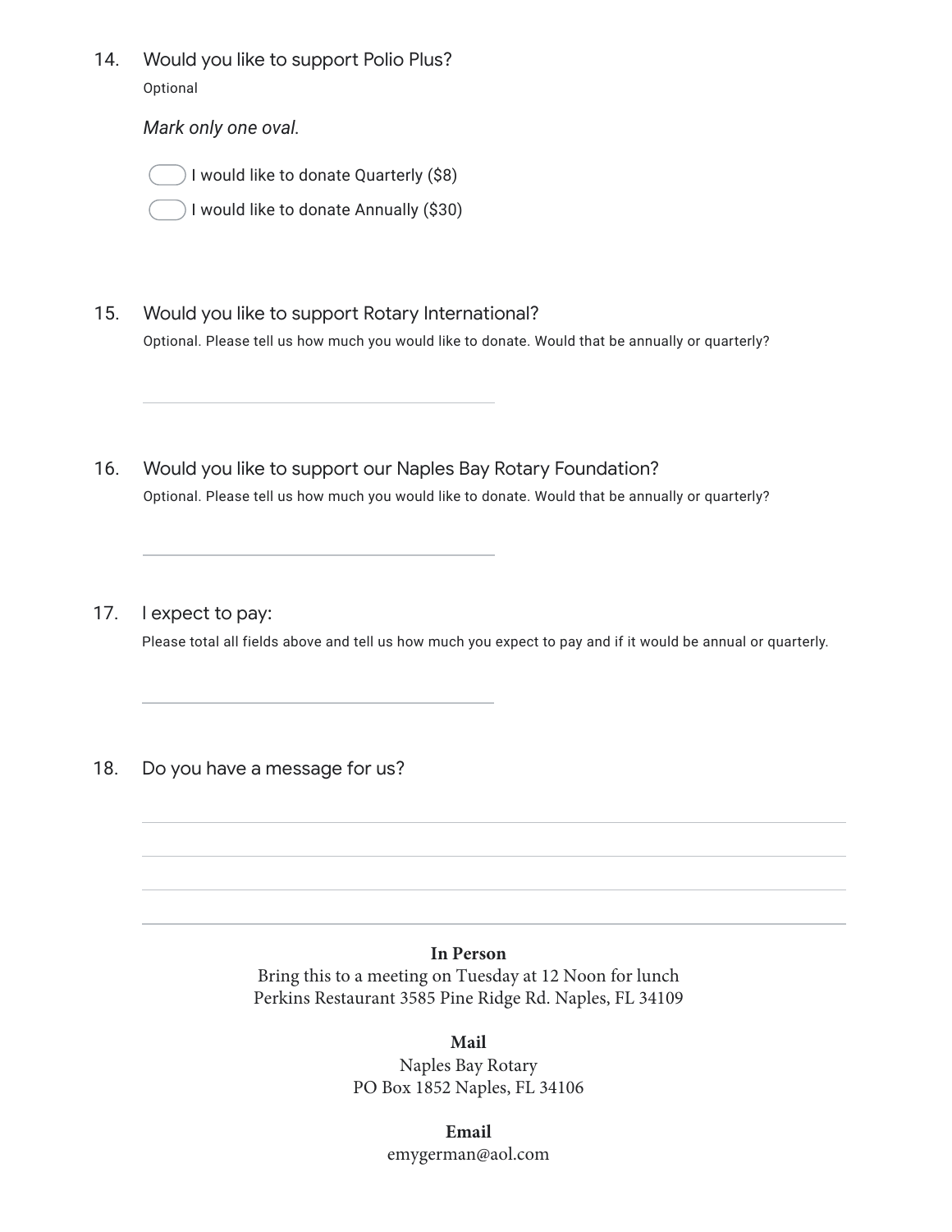14. Would you like to support Polio Plus?

Optional

*Mark only one oval.*

- ( ) I would like to donate Quarterly ($8)
- ( ) I would like to donate Annually ($30)

15. Would you like to support Rotary International?

Optional. Please tell us how much you would like to donate. Would that be annually or quarterly?

_______________________________

16. Would you like to support our Naples Bay Rotary Foundation?

Optional. Please tell us how much you would like to donate. Would that be annually or quarterly?

_______________________________

17. I expect to pay:

Please total all fields above and tell us how much you expect to pay and if it would be annual or quarterly.

_______________________________

18. Do you have a message for us?

_______________________________________________________________

_______________________________________________________________

_______________________________________________________________

_______________________________________________________________

**In Person**

Bring this to a meeting on Tuesday at 12 Noon for lunch
Perkins Restaurant 3585 Pine Ridge Rd. Naples, FL 34109

**Mail**

Naples Bay Rotary
PO Box 1852 Naples, FL 34106

**Email**

emygerman@aol.com